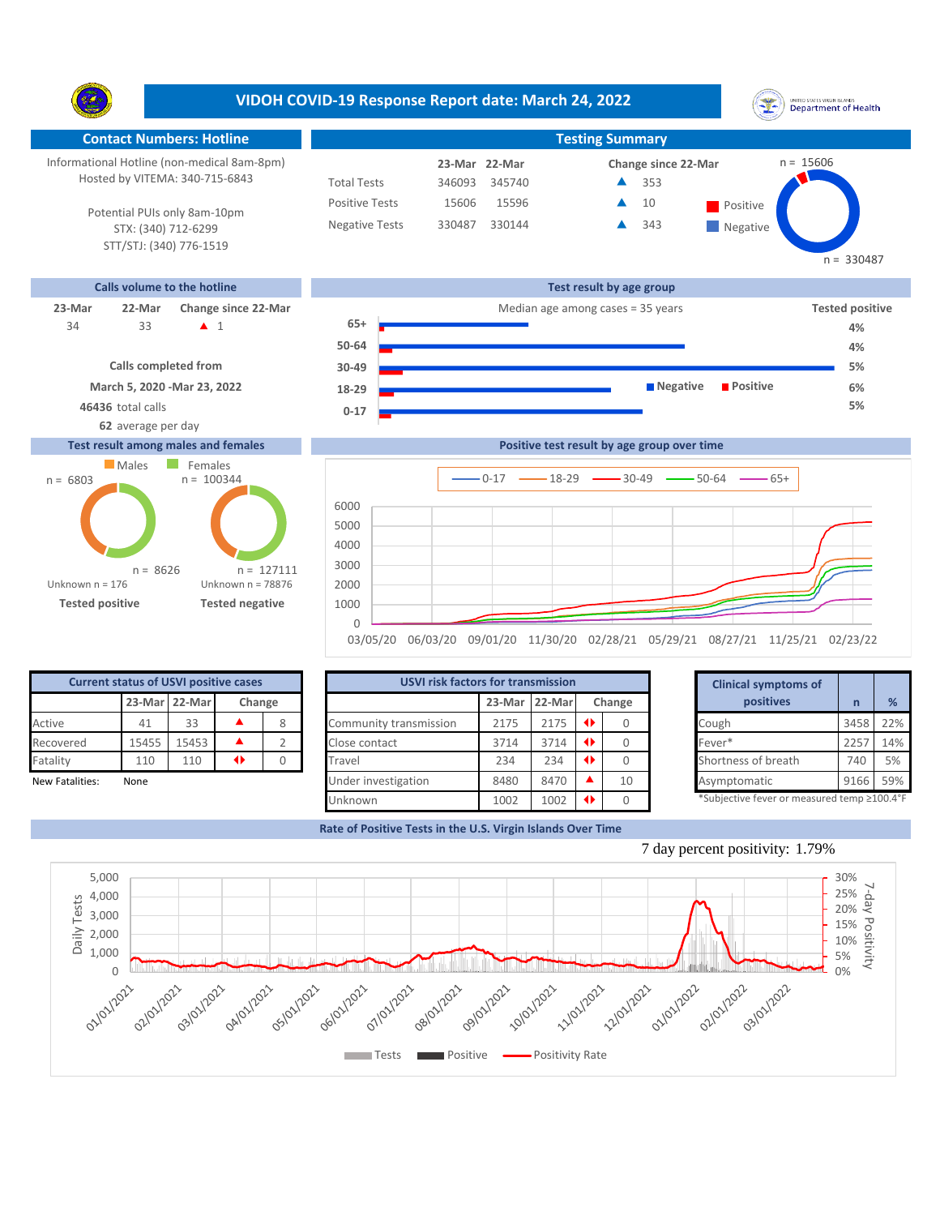# VIDOH COVID-19 Response Report date: March 24, 2022

## Contact Numbers: Hotline

Informational Hotline (non-medical 8am-8pm)
Hosted by VITEMA: 340-715-6843

Potential PUIs only 8am-10pm
STX: (340) 712-6299
STT/STJ: (340) 776-1519

## Testing Summary

| | 23-Mar | 22-Mar | Change since 22-Mar |
|---|---|---|---|
| Total Tests | 346093 | 345740 | ▲ 353 |
| Positive Tests | 15606 | 15596 | ▲ 10 |
| Negative Tests | 330487 | 330144 | ▲ 343 |

Positive n = 15606; Negative n = 330487

## Calls volume to the hotline

| 23-Mar | 22-Mar | Change since 22-Mar |
|---|---|---|
| 34 | 33 | ▲ 1 |

**Calls completed from**
**March 5, 2020 -Mar 23, 2022**
**46436** total calls
**62** average per day

## Test result by age group

Median age among cases = 35 years

| Age group | Tested positive |
|---|---|
| 65+ | 4% |
| 50-64 | 4% |
| 30-49 | 5% |
| 18-29 | 6% |
| 0-17 | 5% |

## Test result among males and females

| | Males | Females |
|---|---|---|
| Tested positive | n = 6803 | n = 8626 |
| Tested negative | n = 100344 | n = 127111 |

Tested positive: Unknown n = 176
Tested negative: Unknown n = 78876

## Positive test result by age group over time

Series: 0-17, 18-29, 30-49, 50-64, 65+ (03/05/20 – 02/23/22)

## Current status of USVI positive cases

| | 23-Mar | 22-Mar | Change | |
|---|---|---|---|---|
| Active | 41 | 33 | ▲ | 8 |
| Recovered | 15455 | 15453 | ▲ | 2 |
| Fatality | 110 | 110 | ◆ | 0 |

New Fatalities: None

## USVI risk factors for transmission

| | 23-Mar | 22-Mar | Change | |
|---|---|---|---|---|
| Community transmission | 2175 | 2175 | ◆ | 0 |
| Close contact | 3714 | 3714 | ◆ | 0 |
| Travel | 234 | 234 | ◆ | 0 |
| Under investigation | 8480 | 8470 | ▲ | 10 |
| Unknown | 1002 | 1002 | ◆ | 0 |

## Clinical symptoms of positives

| Clinical symptoms of positives | n | % |
|---|---|---|
| Cough | 3458 | 22% |
| Fever* | 2257 | 14% |
| Shortness of breath | 740 | 5% |
| Asymptomatic | 9166 | 59% |

*Subjective fever or measured temp ≥100.4°F

## Rate of Positive Tests in the U.S. Virgin Islands Over Time

7 day percent positivity: 1.79%

Legend: Tests, Positive, Positivity Rate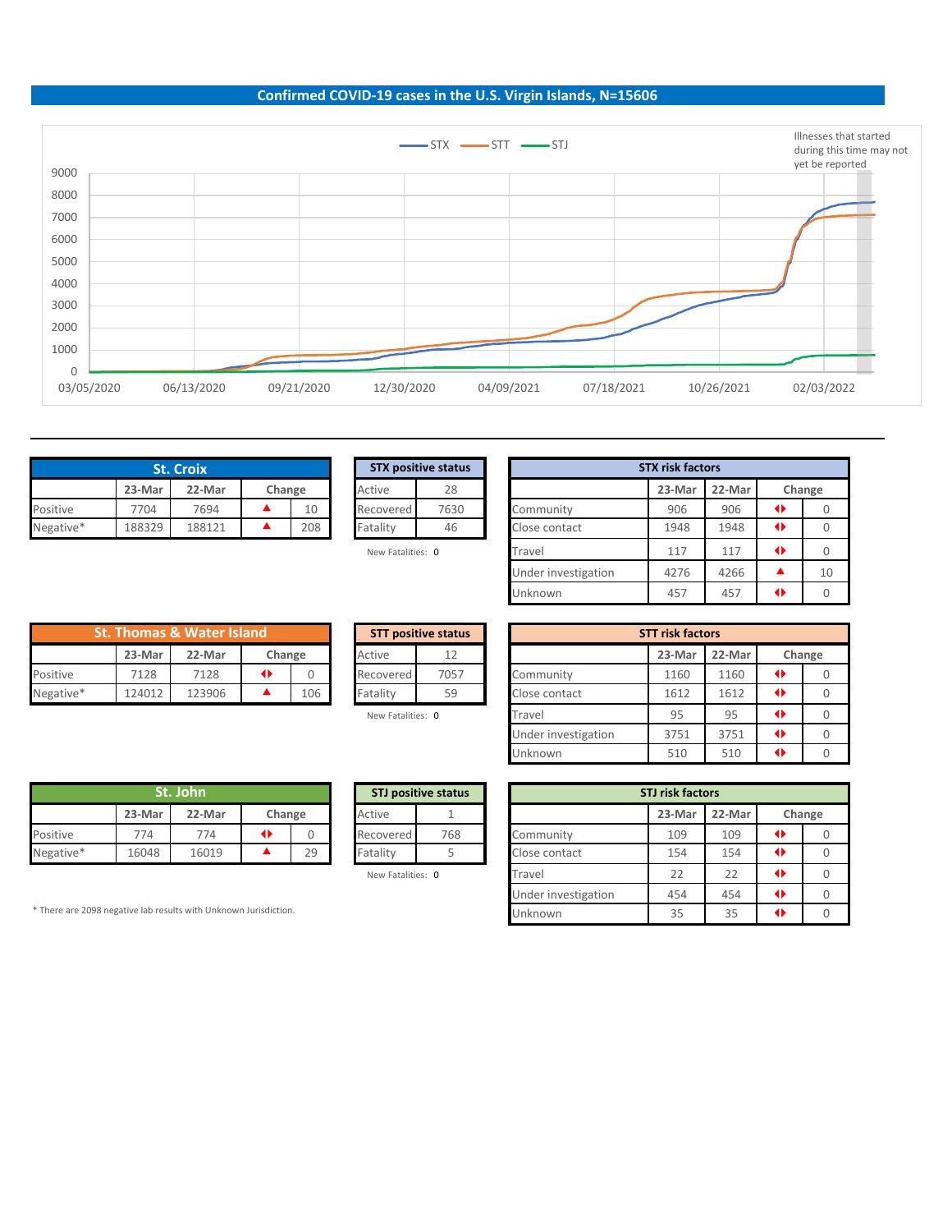## Confirmed COVID-19 cases in the U.S. Virgin Islands, N=15606

STX STT STJ

Illnesses that started during this time may not yet be reported

9000
8000
7000
6000
5000
4000
3000
2000
1000
0

03/05/2020 06/13/2020 09/21/2020 12/30/2020 04/09/2021 07/18/2021 10/26/2021 02/03/2022

| St. Croix | 23-Mar | 22-Mar | Change | |
|---|---|---|---|---|
| Positive | 7704 | 7694 | ▲ | 10 |
| Negative* | 188329 | 188121 | ▲ | 208 |

| STX positive status | |
|---|---|
| Active | 28 |
| Recovered | 7630 |
| Fatality | 46 |

New Fatalities: 0

| STX risk factors | 23-Mar | 22-Mar | Change | |
|---|---|---|---|---|
| Community | 906 | 906 | ◆ | 0 |
| Close contact | 1948 | 1948 | ◆ | 0 |
| Travel | 117 | 117 | ◆ | 0 |
| Under investigation | 4276 | 4266 | ▲ | 10 |
| Unknown | 457 | 457 | ◆ | 0 |

| St. Thomas & Water Island | 23-Mar | 22-Mar | Change | |
|---|---|---|---|---|
| Positive | 7128 | 7128 | ◆ | 0 |
| Negative* | 124012 | 123906 | ▲ | 106 |

| STT positive status | |
|---|---|
| Active | 12 |
| Recovered | 7057 |
| Fatality | 59 |

New Fatalities: 0

| STT risk factors | 23-Mar | 22-Mar | Change | |
|---|---|---|---|---|
| Community | 1160 | 1160 | ◆ | 0 |
| Close contact | 1612 | 1612 | ◆ | 0 |
| Travel | 95 | 95 | ◆ | 0 |
| Under investigation | 3751 | 3751 | ◆ | 0 |
| Unknown | 510 | 510 | ◆ | 0 |

| St. John | 23-Mar | 22-Mar | Change | |
|---|---|---|---|---|
| Positive | 774 | 774 | ◆ | 0 |
| Negative* | 16048 | 16019 | ▲ | 29 |

| STJ positive status | |
|---|---|
| Active | 1 |
| Recovered | 768 |
| Fatality | 5 |

New Fatalities: 0

| STJ risk factors | 23-Mar | 22-Mar | Change | |
|---|---|---|---|---|
| Community | 109 | 109 | ◆ | 0 |
| Close contact | 154 | 154 | ◆ | 0 |
| Travel | 22 | 22 | ◆ | 0 |
| Under investigation | 454 | 454 | ◆ | 0 |
| Unknown | 35 | 35 | ◆ | 0 |

* There are 2098 negative lab results with Unknown Jurisdiction.